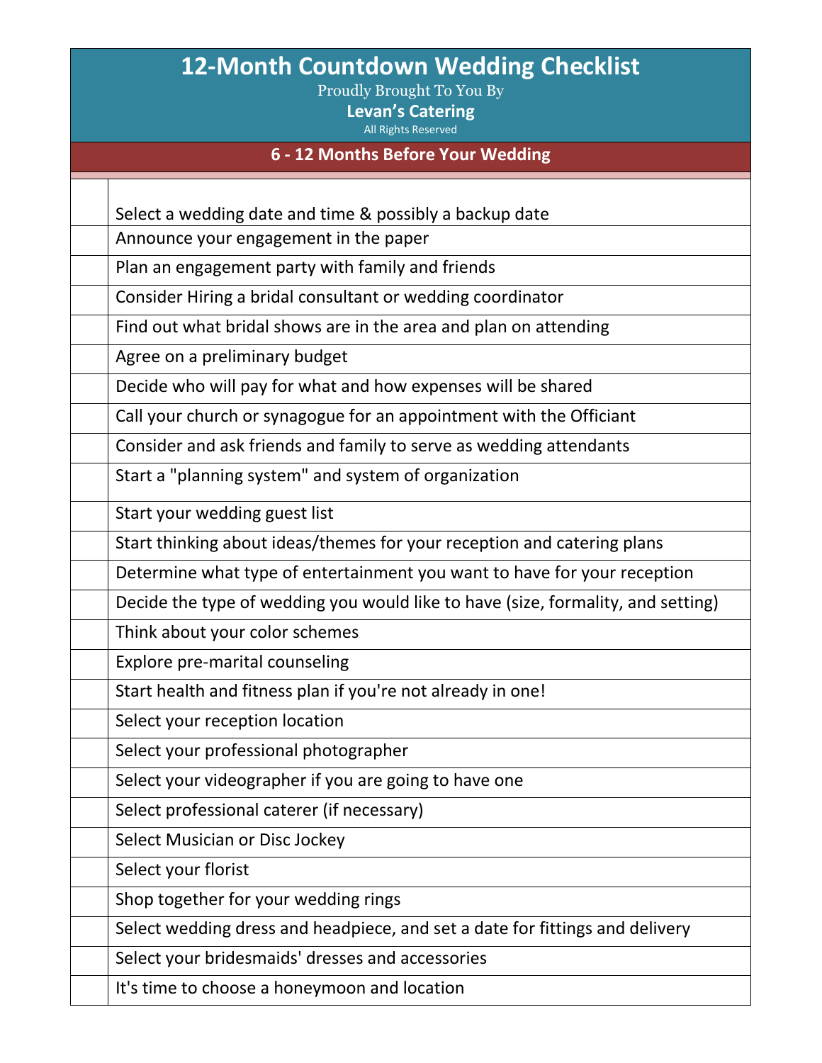# 12-Month Countdown Wedding Checklist

Proudly Brought To You By

**Levan's Catering**

All Rights Reserved

## 6 - 12 Months Before Your Wedding

| | |
|---|---|
| | Select a wedding date and time & possibly a backup date |
| | Announce your engagement in the paper |
| | Plan an engagement party with family and friends |
| | Consider Hiring a bridal consultant or wedding coordinator |
| | Find out what bridal shows are in the area and plan on attending |
| | Agree on a preliminary budget |
| | Decide who will pay for what and how expenses will be shared |
| | Call your church or synagogue for an appointment with the Officiant |
| | Consider and ask friends and family to serve as wedding attendants |
| | Start a "planning system" and system of organization |
| | Start your wedding guest list |
| | Start thinking about ideas/themes for your reception and catering plans |
| | Determine what type of entertainment you want to have for your reception |
| | Decide the type of wedding you would like to have (size, formality, and setting) |
| | Think about your color schemes |
| | Explore pre-marital counseling |
| | Start health and fitness plan if you're not already in one! |
| | Select your reception location |
| | Select your professional photographer |
| | Select your videographer if you are going to have one |
| | Select professional caterer (if necessary) |
| | Select Musician or Disc Jockey |
| | Select your florist |
| | Shop together for your wedding rings |
| | Select wedding dress and headpiece, and set a date for fittings and delivery |
| | Select your bridesmaids' dresses and accessories |
| | It's time to choose a honeymoon and location |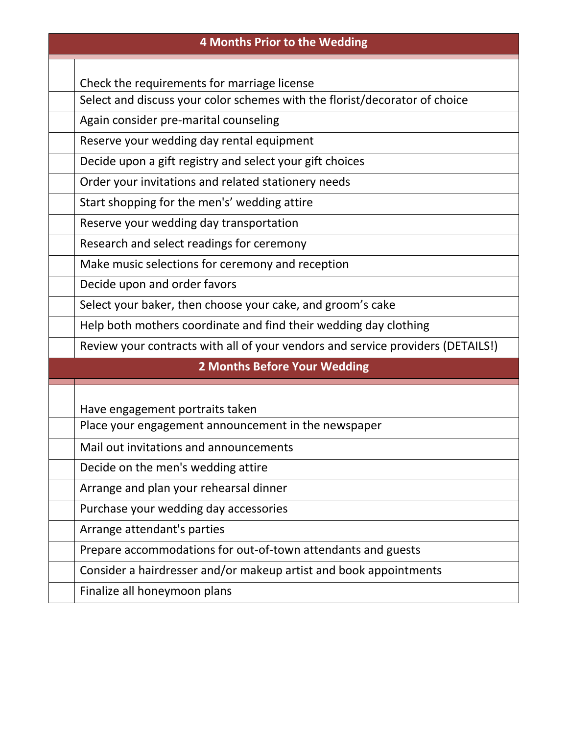| | 4 Months Prior to the Wedding |
|---|---|
| | Check the requirements for marriage license |
| | Select and discuss your color schemes with the florist/decorator of choice |
| | Again consider pre-marital counseling |
| | Reserve your wedding day rental equipment |
| | Decide upon a gift registry and select your gift choices |
| | Order your invitations and related stationery needs |
| | Start shopping for the men's' wedding attire |
| | Reserve your wedding day transportation |
| | Research and select readings for ceremony |
| | Make music selections for ceremony and reception |
| | Decide upon and order favors |
| | Select your baker, then choose your cake, and groom's cake |
| | Help both mothers coordinate and find their wedding day clothing |
| | Review your contracts with all of your vendors and service providers (DETAILS!) |

| | 2 Months Before Your Wedding |
|---|---|
| | Have engagement portraits taken |
| | Place your engagement announcement in the newspaper |
| | Mail out invitations and announcements |
| | Decide on the men's wedding attire |
| | Arrange and plan your rehearsal dinner |
| | Purchase your wedding day accessories |
| | Arrange attendant's parties |
| | Prepare accommodations for out-of-town attendants and guests |
| | Consider a hairdresser and/or makeup artist and book appointments |
| | Finalize all honeymoon plans |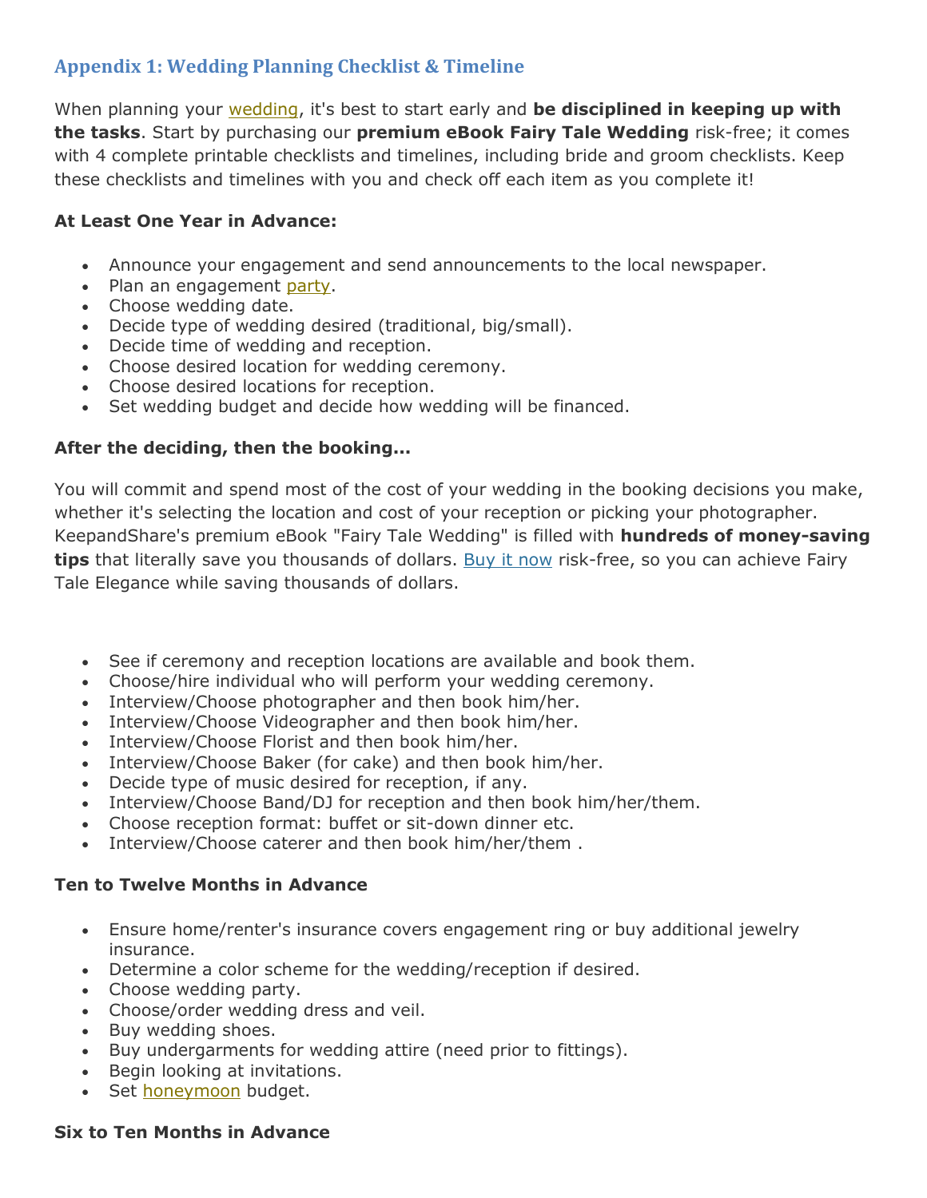## Appendix 1: Wedding Planning Checklist & Timeline

When planning your wedding, it's best to start early and **be disciplined in keeping up with the tasks**. Start by purchasing our **premium eBook Fairy Tale Wedding** risk-free; it comes with 4 complete printable checklists and timelines, including bride and groom checklists. Keep these checklists and timelines with you and check off each item as you complete it!

**At Least One Year in Advance:**

- Announce your engagement and send announcements to the local newspaper.
- Plan an engagement party.
- Choose wedding date.
- Decide type of wedding desired (traditional, big/small).
- Decide time of wedding and reception.
- Choose desired location for wedding ceremony.
- Choose desired locations for reception.
- Set wedding budget and decide how wedding will be financed.

**After the deciding, then the booking...**

You will commit and spend most of the cost of your wedding in the booking decisions you make, whether it's selecting the location and cost of your reception or picking your photographer. KeepandShare's premium eBook "Fairy Tale Wedding" is filled with **hundreds of money-saving tips** that literally save you thousands of dollars. Buy it now risk-free, so you can achieve Fairy Tale Elegance while saving thousands of dollars.

- See if ceremony and reception locations are available and book them.
- Choose/hire individual who will perform your wedding ceremony.
- Interview/Choose photographer and then book him/her.
- Interview/Choose Videographer and then book him/her.
- Interview/Choose Florist and then book him/her.
- Interview/Choose Baker (for cake) and then book him/her.
- Decide type of music desired for reception, if any.
- Interview/Choose Band/DJ for reception and then book him/her/them.
- Choose reception format: buffet or sit-down dinner etc.
- Interview/Choose caterer and then book him/her/them .

**Ten to Twelve Months in Advance**

- Ensure home/renter's insurance covers engagement ring or buy additional jewelry insurance.
- Determine a color scheme for the wedding/reception if desired.
- Choose wedding party.
- Choose/order wedding dress and veil.
- Buy wedding shoes.
- Buy undergarments for wedding attire (need prior to fittings).
- Begin looking at invitations.
- Set honeymoon budget.

**Six to Ten Months in Advance**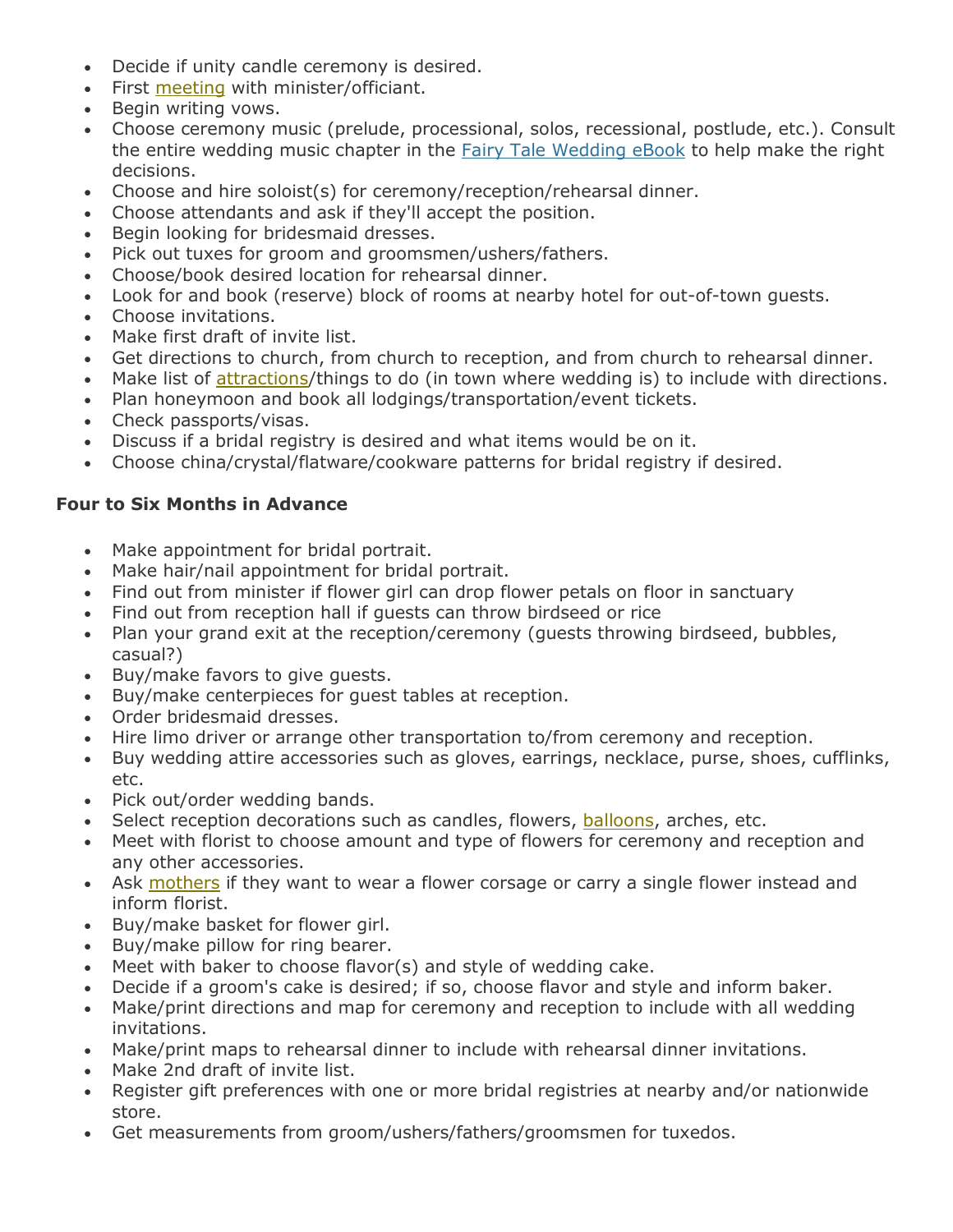- Decide if unity candle ceremony is desired.
- First meeting with minister/officiant.
- Begin writing vows.
- Choose ceremony music (prelude, processional, solos, recessional, postlude, etc.). Consult the entire wedding music chapter in the Fairy Tale Wedding eBook to help make the right decisions.
- Choose and hire soloist(s) for ceremony/reception/rehearsal dinner.
- Choose attendants and ask if they'll accept the position.
- Begin looking for bridesmaid dresses.
- Pick out tuxes for groom and groomsmen/ushers/fathers.
- Choose/book desired location for rehearsal dinner.
- Look for and book (reserve) block of rooms at nearby hotel for out-of-town guests.
- Choose invitations.
- Make first draft of invite list.
- Get directions to church, from church to reception, and from church to rehearsal dinner.
- Make list of attractions/things to do (in town where wedding is) to include with directions.
- Plan honeymoon and book all lodgings/transportation/event tickets.
- Check passports/visas.
- Discuss if a bridal registry is desired and what items would be on it.
- Choose china/crystal/flatware/cookware patterns for bridal registry if desired.

**Four to Six Months in Advance**

- Make appointment for bridal portrait.
- Make hair/nail appointment for bridal portrait.
- Find out from minister if flower girl can drop flower petals on floor in sanctuary
- Find out from reception hall if guests can throw birdseed or rice
- Plan your grand exit at the reception/ceremony (guests throwing birdseed, bubbles, casual?)
- Buy/make favors to give guests.
- Buy/make centerpieces for guest tables at reception.
- Order bridesmaid dresses.
- Hire limo driver or arrange other transportation to/from ceremony and reception.
- Buy wedding attire accessories such as gloves, earrings, necklace, purse, shoes, cufflinks, etc.
- Pick out/order wedding bands.
- Select reception decorations such as candles, flowers, balloons, arches, etc.
- Meet with florist to choose amount and type of flowers for ceremony and reception and any other accessories.
- Ask mothers if they want to wear a flower corsage or carry a single flower instead and inform florist.
- Buy/make basket for flower girl.
- Buy/make pillow for ring bearer.
- Meet with baker to choose flavor(s) and style of wedding cake.
- Decide if a groom's cake is desired; if so, choose flavor and style and inform baker.
- Make/print directions and map for ceremony and reception to include with all wedding invitations.
- Make/print maps to rehearsal dinner to include with rehearsal dinner invitations.
- Make 2nd draft of invite list.
- Register gift preferences with one or more bridal registries at nearby and/or nationwide store.
- Get measurements from groom/ushers/fathers/groomsmen for tuxedos.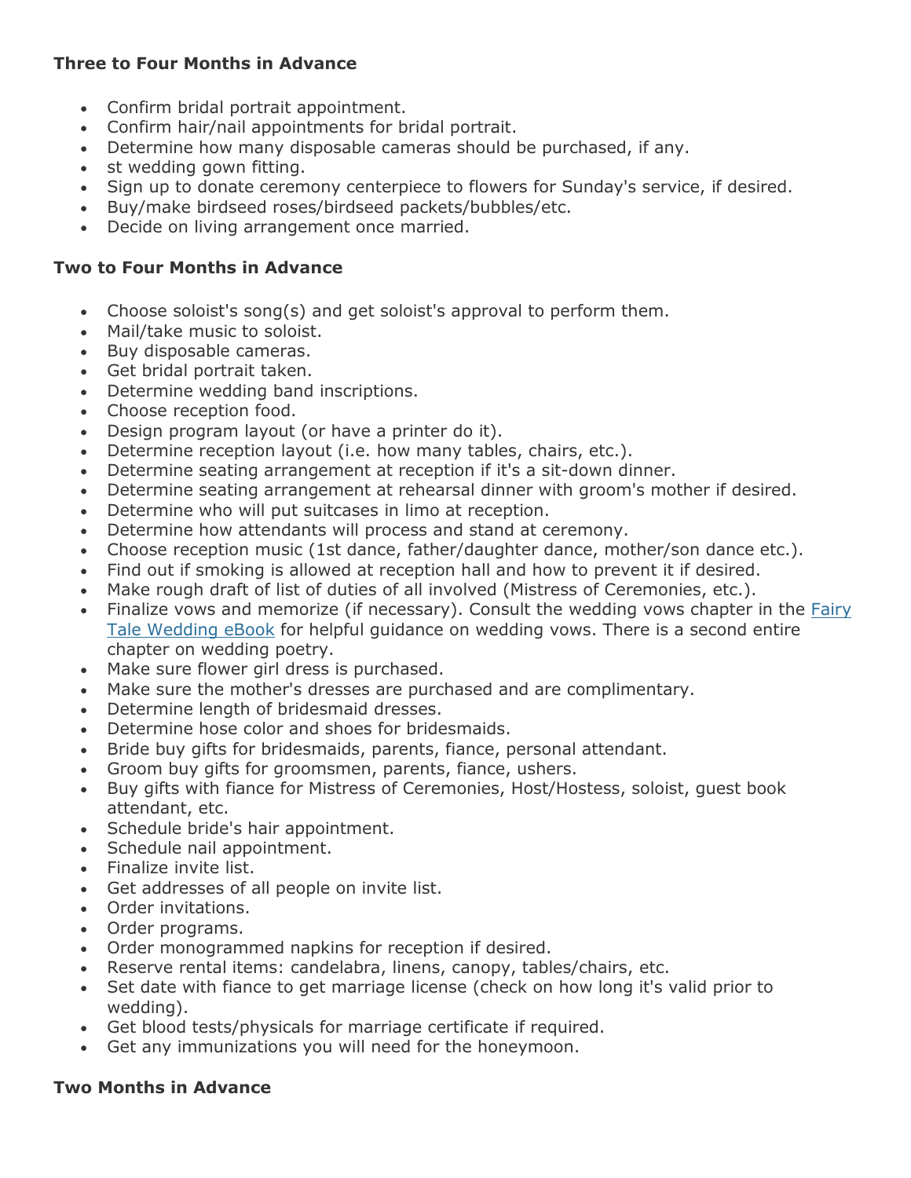### Three to Four Months in Advance

- Confirm bridal portrait appointment.
- Confirm hair/nail appointments for bridal portrait.
- Determine how many disposable cameras should be purchased, if any.
- st wedding gown fitting.
- Sign up to donate ceremony centerpiece to flowers for Sunday's service, if desired.
- Buy/make birdseed roses/birdseed packets/bubbles/etc.
- Decide on living arrangement once married.

### Two to Four Months in Advance

- Choose soloist's song(s) and get soloist's approval to perform them.
- Mail/take music to soloist.
- Buy disposable cameras.
- Get bridal portrait taken.
- Determine wedding band inscriptions.
- Choose reception food.
- Design program layout (or have a printer do it).
- Determine reception layout (i.e. how many tables, chairs, etc.).
- Determine seating arrangement at reception if it's a sit-down dinner.
- Determine seating arrangement at rehearsal dinner with groom's mother if desired.
- Determine who will put suitcases in limo at reception.
- Determine how attendants will process and stand at ceremony.
- Choose reception music (1st dance, father/daughter dance, mother/son dance etc.).
- Find out if smoking is allowed at reception hall and how to prevent it if desired.
- Make rough draft of list of duties of all involved (Mistress of Ceremonies, etc.).
- Finalize vows and memorize (if necessary). Consult the wedding vows chapter in the Fairy Tale Wedding eBook for helpful guidance on wedding vows. There is a second entire chapter on wedding poetry.
- Make sure flower girl dress is purchased.
- Make sure the mother's dresses are purchased and are complimentary.
- Determine length of bridesmaid dresses.
- Determine hose color and shoes for bridesmaids.
- Bride buy gifts for bridesmaids, parents, fiance, personal attendant.
- Groom buy gifts for groomsmen, parents, fiance, ushers.
- Buy gifts with fiance for Mistress of Ceremonies, Host/Hostess, soloist, guest book attendant, etc.
- Schedule bride's hair appointment.
- Schedule nail appointment.
- Finalize invite list.
- Get addresses of all people on invite list.
- Order invitations.
- Order programs.
- Order monogrammed napkins for reception if desired.
- Reserve rental items: candelabra, linens, canopy, tables/chairs, etc.
- Set date with fiance to get marriage license (check on how long it's valid prior to wedding).
- Get blood tests/physicals for marriage certificate if required.
- Get any immunizations you will need for the honeymoon.

### Two Months in Advance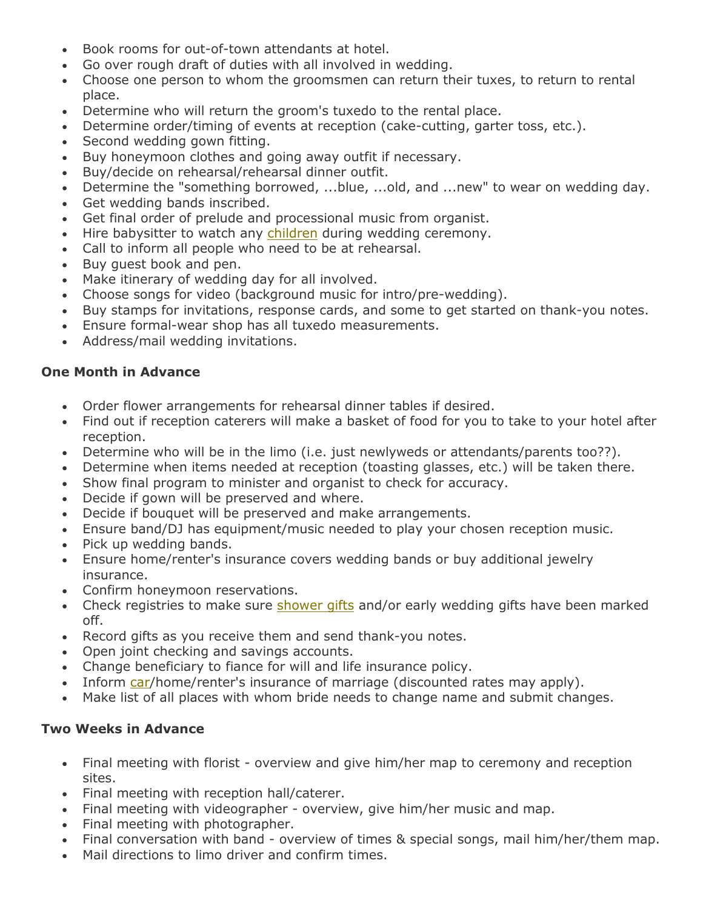- Book rooms for out-of-town attendants at hotel.
- Go over rough draft of duties with all involved in wedding.
- Choose one person to whom the groomsmen can return their tuxes, to return to rental place.
- Determine who will return the groom's tuxedo to the rental place.
- Determine order/timing of events at reception (cake-cutting, garter toss, etc.).
- Second wedding gown fitting.
- Buy honeymoon clothes and going away outfit if necessary.
- Buy/decide on rehearsal/rehearsal dinner outfit.
- Determine the "something borrowed, ...blue, ...old, and ...new" to wear on wedding day.
- Get wedding bands inscribed.
- Get final order of prelude and processional music from organist.
- Hire babysitter to watch any children during wedding ceremony.
- Call to inform all people who need to be at rehearsal.
- Buy guest book and pen.
- Make itinerary of wedding day for all involved.
- Choose songs for video (background music for intro/pre-wedding).
- Buy stamps for invitations, response cards, and some to get started on thank-you notes.
- Ensure formal-wear shop has all tuxedo measurements.
- Address/mail wedding invitations.

**One Month in Advance**

- Order flower arrangements for rehearsal dinner tables if desired.
- Find out if reception caterers will make a basket of food for you to take to your hotel after reception.
- Determine who will be in the limo (i.e. just newlyweds or attendants/parents too??).
- Determine when items needed at reception (toasting glasses, etc.) will be taken there.
- Show final program to minister and organist to check for accuracy.
- Decide if gown will be preserved and where.
- Decide if bouquet will be preserved and make arrangements.
- Ensure band/DJ has equipment/music needed to play your chosen reception music.
- Pick up wedding bands.
- Ensure home/renter's insurance covers wedding bands or buy additional jewelry insurance.
- Confirm honeymoon reservations.
- Check registries to make sure shower gifts and/or early wedding gifts have been marked off.
- Record gifts as you receive them and send thank-you notes.
- Open joint checking and savings accounts.
- Change beneficiary to fiance for will and life insurance policy.
- Inform car/home/renter's insurance of marriage (discounted rates may apply).
- Make list of all places with whom bride needs to change name and submit changes.

**Two Weeks in Advance**

- Final meeting with florist - overview and give him/her map to ceremony and reception sites.
- Final meeting with reception hall/caterer.
- Final meeting with videographer - overview, give him/her music and map.
- Final meeting with photographer.
- Final conversation with band - overview of times & special songs, mail him/her/them map.
- Mail directions to limo driver and confirm times.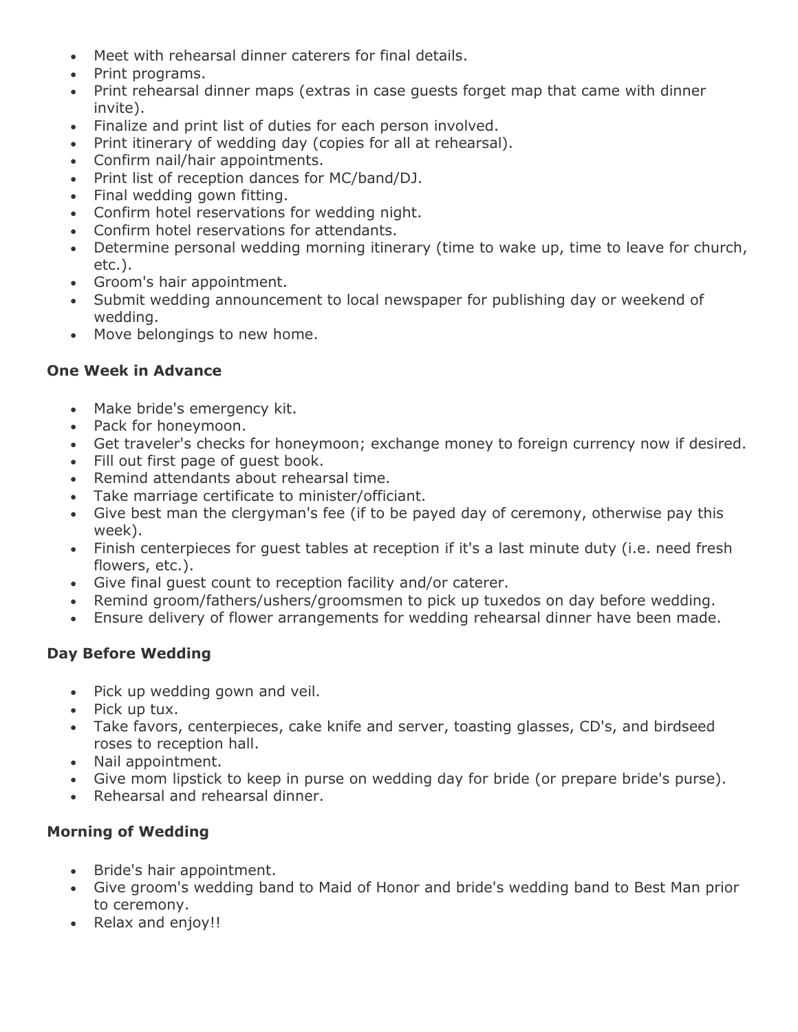- Meet with rehearsal dinner caterers for final details.
- Print programs.
- Print rehearsal dinner maps (extras in case guests forget map that came with dinner invite).
- Finalize and print list of duties for each person involved.
- Print itinerary of wedding day (copies for all at rehearsal).
- Confirm nail/hair appointments.
- Print list of reception dances for MC/band/DJ.
- Final wedding gown fitting.
- Confirm hotel reservations for wedding night.
- Confirm hotel reservations for attendants.
- Determine personal wedding morning itinerary (time to wake up, time to leave for church, etc.).
- Groom's hair appointment.
- Submit wedding announcement to local newspaper for publishing day or weekend of wedding.
- Move belongings to new home.

**One Week in Advance**

- Make bride's emergency kit.
- Pack for honeymoon.
- Get traveler's checks for honeymoon; exchange money to foreign currency now if desired.
- Fill out first page of guest book.
- Remind attendants about rehearsal time.
- Take marriage certificate to minister/officiant.
- Give best man the clergyman's fee (if to be payed day of ceremony, otherwise pay this week).
- Finish centerpieces for guest tables at reception if it's a last minute duty (i.e. need fresh flowers, etc.).
- Give final guest count to reception facility and/or caterer.
- Remind groom/fathers/ushers/groomsmen to pick up tuxedos on day before wedding.
- Ensure delivery of flower arrangements for wedding rehearsal dinner have been made.

**Day Before Wedding**

- Pick up wedding gown and veil.
- Pick up tux.
- Take favors, centerpieces, cake knife and server, toasting glasses, CD's, and birdseed roses to reception hall.
- Nail appointment.
- Give mom lipstick to keep in purse on wedding day for bride (or prepare bride's purse).
- Rehearsal and rehearsal dinner.

**Morning of Wedding**

- Bride's hair appointment.
- Give groom's wedding band to Maid of Honor and bride's wedding band to Best Man prior to ceremony.
- Relax and enjoy!!